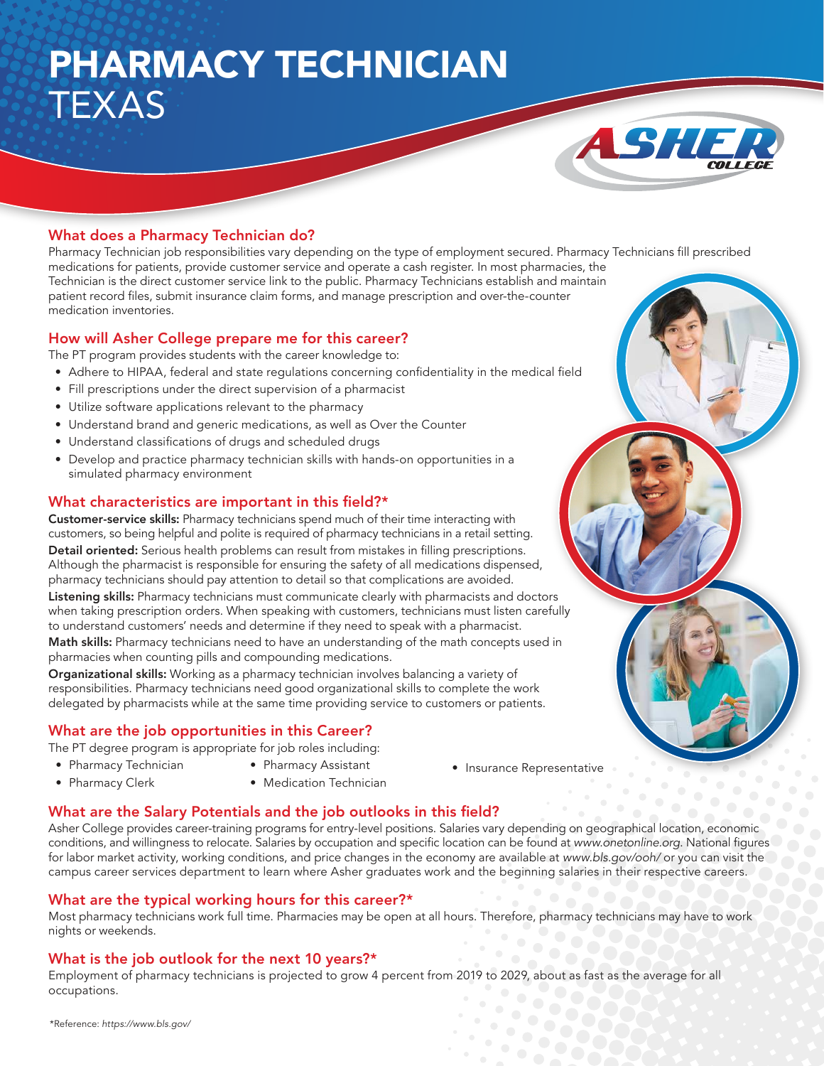# PHARMACY TECHNICIAN TEXAS

ASHER COLLEGE

## What does a Pharmacy Technician do?

Pharmacy Technician job responsibilities vary depending on the type of employment secured. Pharmacy Technicians fill prescribed medications for patients, provide customer service and operate a cash register. In most pharmacies, the Technician is the direct customer service link to the public. Pharmacy Technicians establish and maintain patient record files, submit insurance claim forms, and manage prescription and over-the-counter medication inventories.

## How will Asher College prepare me for this career?

The PT program provides students with the career knowledge to:

- Adhere to HIPAA, federal and state regulations concerning confidentiality in the medical field
- Fill prescriptions under the direct supervision of a pharmacist
- Utilize software applications relevant to the pharmacy
- Understand brand and generic medications, as well as Over the Counter
- Understand classifications of drugs and scheduled drugs
- Develop and practice pharmacy technician skills with hands-on opportunities in a simulated pharmacy environment

## What characteristics are important in this field?*

**Customer-service skills:** Pharmacy technicians spend much of their time interacting with customers, so being helpful and polite is required of pharmacy technicians in a retail setting.

**Detail oriented:** Serious health problems can result from mistakes in filling prescriptions. Although the pharmacist is responsible for ensuring the safety of all medications dispensed, pharmacy technicians should pay attention to detail so that complications are avoided.

**Listening skills:** Pharmacy technicians must communicate clearly with pharmacists and doctors when taking prescription orders. When speaking with customers, technicians must listen carefully to understand customers' needs and determine if they need to speak with a pharmacist.

**Math skills:** Pharmacy technicians need to have an understanding of the math concepts used in pharmacies when counting pills and compounding medications.

**Organizational skills:** Working as a pharmacy technician involves balancing a variety of responsibilities. Pharmacy technicians need good organizational skills to complete the work delegated by pharmacists while at the same time providing service to customers or patients.

## What are the job opportunities in this Career?

The PT degree program is appropriate for job roles including:

- Pharmacy Technician
- Pharmacy Clerk
- Pharmacy Assistant
- Medication Technician
- Insurance Representative

## What are the Salary Potentials and the job outlooks in this field?

Asher College provides career-training programs for entry-level positions. Salaries vary depending on geographical location, economic conditions, and willingness to relocate. Salaries by occupation and specific location can be found at *www.onetonline.org.* National figures for labor market activity, working conditions, and price changes in the economy are available at *www.bls.gov/ooh/* or you can visit the campus career services department to learn where Asher graduates work and the beginning salaries in their respective careers.

## What are the typical working hours for this career?*

Most pharmacy technicians work full time. Pharmacies may be open at all hours. Therefore, pharmacy technicians may have to work nights or weekends.

## What is the job outlook for the next 10 years?*

Employment of pharmacy technicians is projected to grow 4 percent from 2019 to 2029, about as fast as the average for all occupations.

*Reference: *https://www.bls.gov/*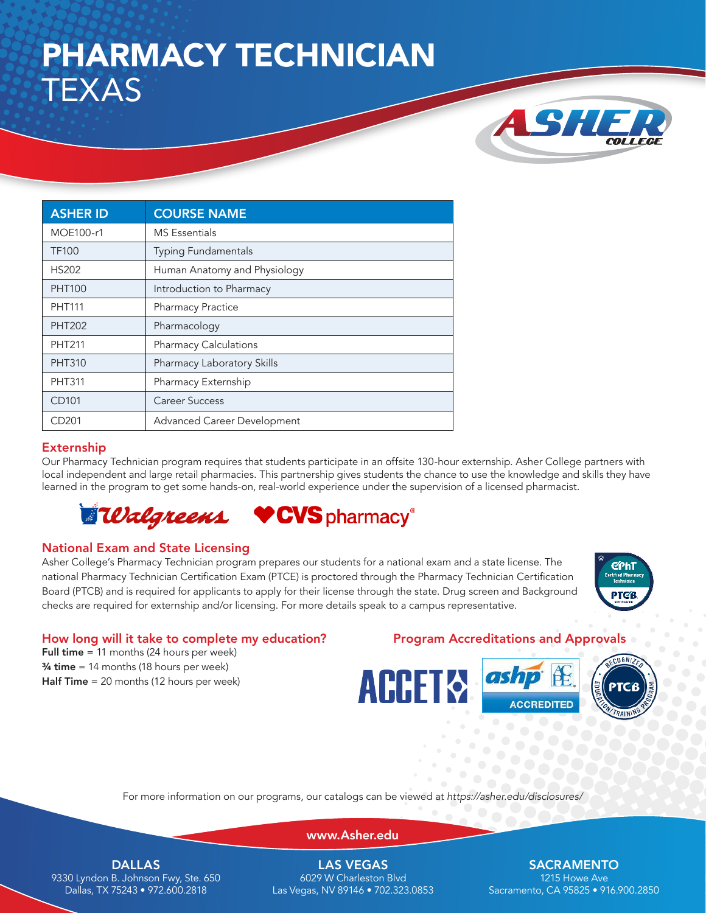# PHARMACY TECHNICIAN
# TEXAS

| ASHER ID | COURSE NAME |
|---|---|
| MOE100-r1 | MS Essentials |
| TF100 | Typing Fundamentals |
| HS202 | Human Anatomy and Physiology |
| PHT100 | Introduction to Pharmacy |
| PHT111 | Pharmacy Practice |
| PHT202 | Pharmacology |
| PHT211 | Pharmacy Calculations |
| PHT310 | Pharmacy Laboratory Skills |
| PHT311 | Pharmacy Externship |
| CD101 | Career Success |
| CD201 | Advanced Career Development |

## Externship

Our Pharmacy Technician program requires that students participate in an offsite 130-hour externship. Asher College partners with local independent and large retail pharmacies. This partnership gives students the chance to use the knowledge and skills they have learned in the program to get some hands-on, real-world experience under the supervision of a licensed pharmacist.

## National Exam and State Licensing

Asher College's Pharmacy Technician program prepares our students for a national exam and a state license. The national Pharmacy Technician Certification Exam (PTCE) is proctored through the Pharmacy Technician Certification Board (PTCB) and is required for applicants to apply for their license through the state. Drug screen and Background checks are required for externship and/or licensing. For more details speak to a campus representative.

## How long will it take to complete my education?

**Full time** = 11 months (24 hours per week)
**¾ time** = 14 months (18 hours per week)
**Half Time** = 20 months (12 hours per week)

## Program Accreditations and Approvals

For more information on our programs, our catalogs can be viewed at *https://asher.edu/disclosures/*

www.Asher.edu

**DALLAS**
9330 Lyndon B. Johnson Fwy, Ste. 650
Dallas, TX 75243 • 972.600.2818

**LAS VEGAS**
6029 W Charleston Blvd
Las Vegas, NV 89146 • 702.323.0853

**SACRAMENTO**
1215 Howe Ave
Sacramento, CA 95825 • 916.900.2850